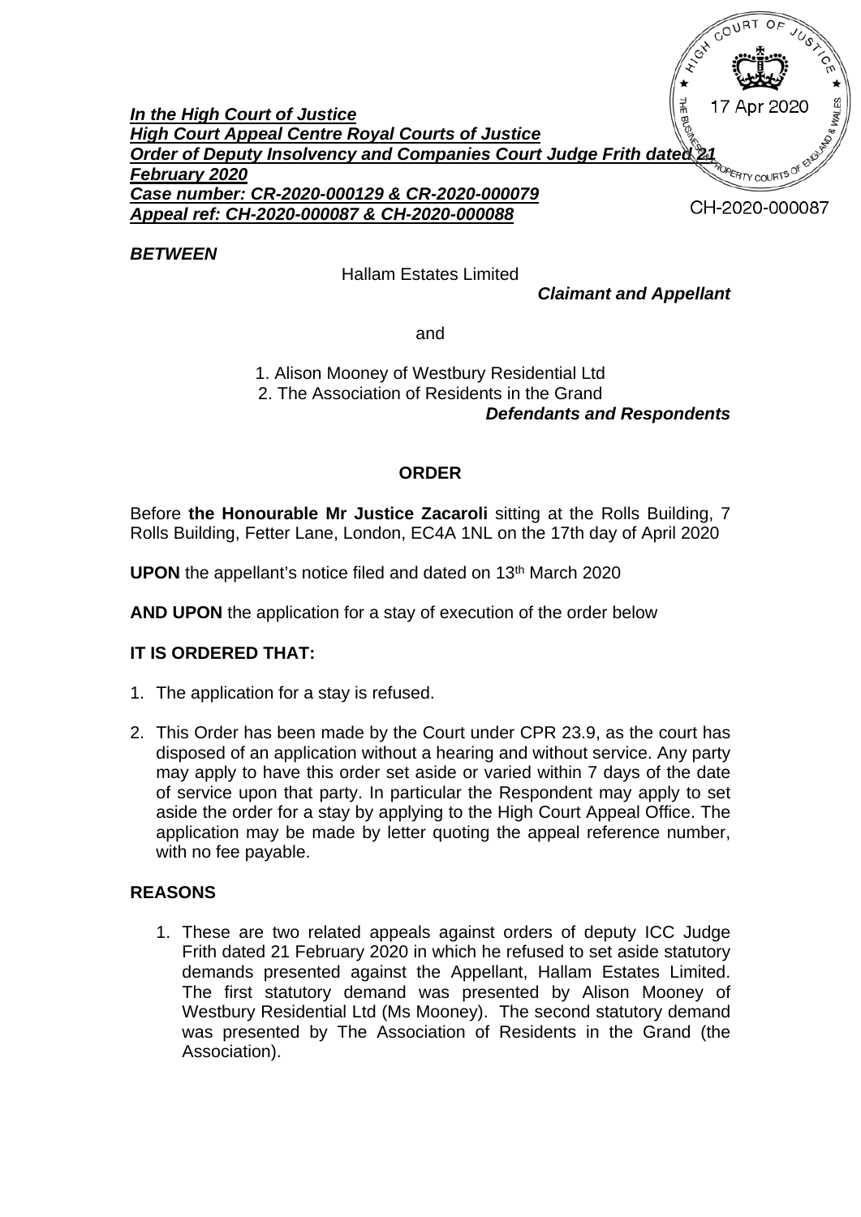***In the High Court of Justice***
***High Court Appeal Centre Royal Courts of Justice***
***Order of Deputy Insolvency and Companies Court Judge Frith dated 21 February 2020***
***Case number: CR-2020-000129 & CR-2020-000079***
***Appeal ref: CH-2020-000087 & CH-2020-000088***

17 Apr 2020

CH-2020-000087

***BETWEEN***

Hallam Estates Limited

***Claimant and Appellant***

and

1. Alison Mooney of Westbury Residential Ltd
2. The Association of Residents in the Grand

***Defendants and Respondents***

## ORDER

Before **the Honourable Mr Justice Zacaroli** sitting at the Rolls Building, 7 Rolls Building, Fetter Lane, London, EC4A 1NL on the 17th day of April 2020

**UPON** the appellant's notice filed and dated on 13th March 2020

**AND UPON** the application for a stay of execution of the order below

**IT IS ORDERED THAT:**

1. The application for a stay is refused.
2. This Order has been made by the Court under CPR 23.9, as the court has disposed of an application without a hearing and without service. Any party may apply to have this order set aside or varied within 7 days of the date of service upon that party. In particular the Respondent may apply to set aside the order for a stay by applying to the High Court Appeal Office. The application may be made by letter quoting the appeal reference number, with no fee payable.

## REASONS

1. These are two related appeals against orders of deputy ICC Judge Frith dated 21 February 2020 in which he refused to set aside statutory demands presented against the Appellant, Hallam Estates Limited. The first statutory demand was presented by Alison Mooney of Westbury Residential Ltd (Ms Mooney). The second statutory demand was presented by The Association of Residents in the Grand (the Association).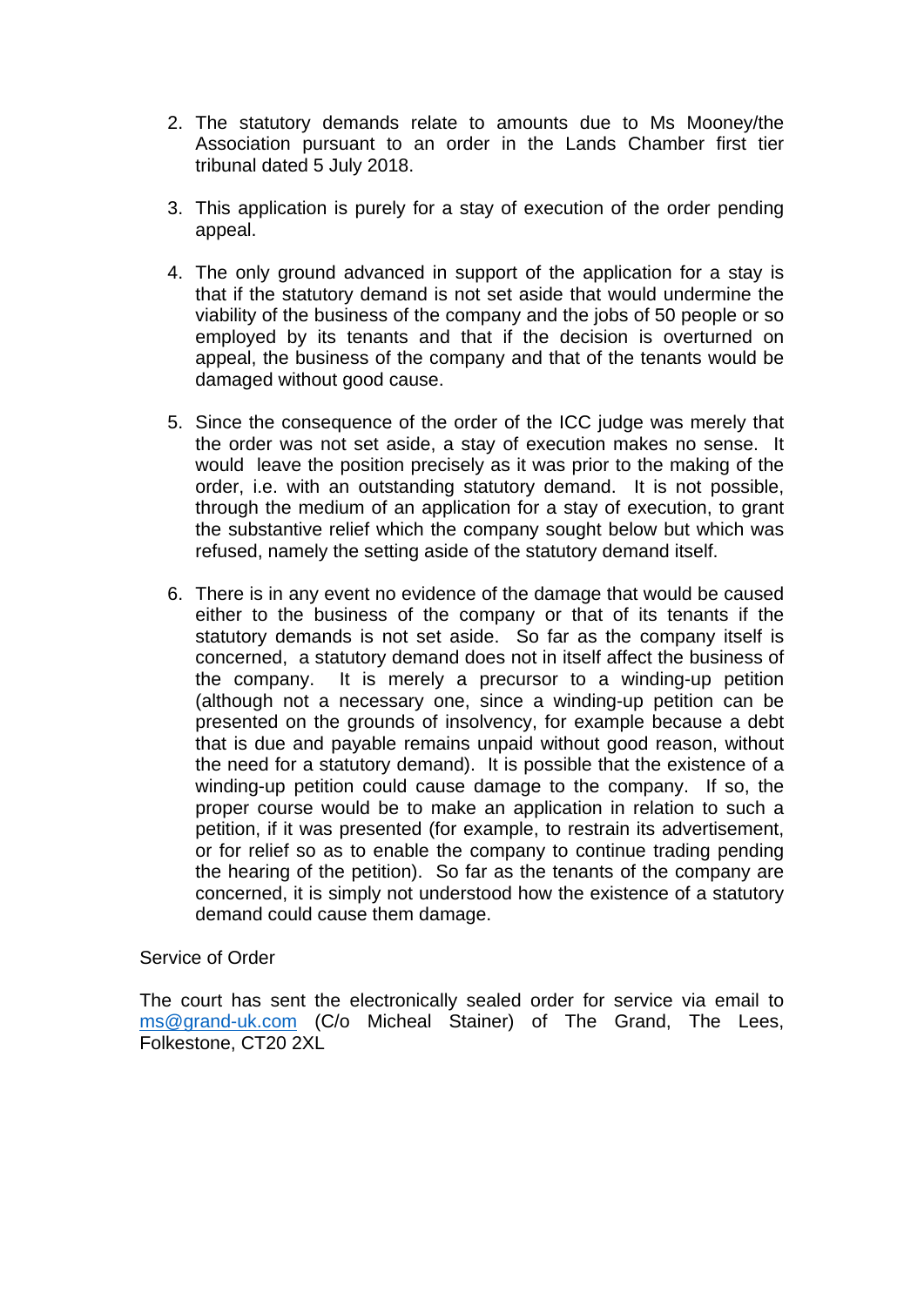2. The statutory demands relate to amounts due to Ms Mooney/the Association pursuant to an order in the Lands Chamber first tier tribunal dated 5 July 2018.

3. This application is purely for a stay of execution of the order pending appeal.

4. The only ground advanced in support of the application for a stay is that if the statutory demand is not set aside that would undermine the viability of the business of the company and the jobs of 50 people or so employed by its tenants and that if the decision is overturned on appeal, the business of the company and that of the tenants would be damaged without good cause.

5. Since the consequence of the order of the ICC judge was merely that the order was not set aside, a stay of execution makes no sense. It would leave the position precisely as it was prior to the making of the order, i.e. with an outstanding statutory demand. It is not possible, through the medium of an application for a stay of execution, to grant the substantive relief which the company sought below but which was refused, namely the setting aside of the statutory demand itself.

6. There is in any event no evidence of the damage that would be caused either to the business of the company or that of its tenants if the statutory demands is not set aside. So far as the company itself is concerned, a statutory demand does not in itself affect the business of the company. It is merely a precursor to a winding-up petition (although not a necessary one, since a winding-up petition can be presented on the grounds of insolvency, for example because a debt that is due and payable remains unpaid without good reason, without the need for a statutory demand). It is possible that the existence of a winding-up petition could cause damage to the company. If so, the proper course would be to make an application in relation to such a petition, if it was presented (for example, to restrain its advertisement, or for relief so as to enable the company to continue trading pending the hearing of the petition). So far as the tenants of the company are concerned, it is simply not understood how the existence of a statutory demand could cause them damage.

Service of Order

The court has sent the electronically sealed order for service via email to ms@grand-uk.com (C/o Micheal Stainer) of The Grand, The Lees, Folkestone, CT20 2XL